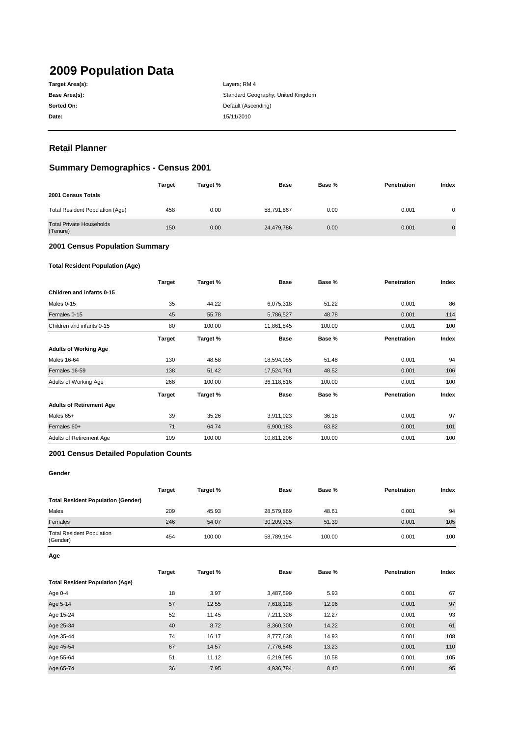# 2009 Population Data

| | |
|---|---|
| **Target Area(s):** | Layers; RM 4 |
| **Base Area(s):** | Standard Geography; United Kingdom |
| **Sorted On:** | Default (Ascending) |
| **Date:** | 15/11/2010 |

## Retail Planner

## Summary Demographics - Census 2001

| | Target | Target % | Base | Base % | Penetration | Index |
|---|---|---|---|---|---|---|
| **2001 Census Totals** | | | | | | |
| Total Resident Population (Age) | 458 | 0.00 | 58,791,867 | 0.00 | 0.001 | 0 |
| Total Private Households (Tenure) | 150 | 0.00 | 24,479,786 | 0.00 | 0.001 | 0 |

### 2001 Census Population Summary

#### Total Resident Population (Age)

| | Target | Target % | Base | Base % | Penetration | Index |
|---|---|---|---|---|---|---|
| **Children and infants 0-15** | | | | | | |
| Males 0-15 | 35 | 44.22 | 6,075,318 | 51.22 | 0.001 | 86 |
| Females 0-15 | 45 | 55.78 | 5,786,527 | 48.78 | 0.001 | 114 |
| Children and infants 0-15 | 80 | 100.00 | 11,861,845 | 100.00 | 0.001 | 100 |

| | Target | Target % | Base | Base % | Penetration | Index |
|---|---|---|---|---|---|---|
| **Adults of Working Age** | | | | | | |
| Males 16-64 | 130 | 48.58 | 18,594,055 | 51.48 | 0.001 | 94 |
| Females 16-59 | 138 | 51.42 | 17,524,761 | 48.52 | 0.001 | 106 |
| Adults of Working Age | 268 | 100.00 | 36,118,816 | 100.00 | 0.001 | 100 |

| | Target | Target % | Base | Base % | Penetration | Index |
|---|---|---|---|---|---|---|
| **Adults of Retirement Age** | | | | | | |
| Males 65+ | 39 | 35.26 | 3,911,023 | 36.18 | 0.001 | 97 |
| Females 60+ | 71 | 64.74 | 6,900,183 | 63.82 | 0.001 | 101 |
| Adults of Retirement Age | 109 | 100.00 | 10,811,206 | 100.00 | 0.001 | 100 |

### 2001 Census Detailed Population Counts

#### Gender

| | Target | Target % | Base | Base % | Penetration | Index |
|---|---|---|---|---|---|---|
| **Total Resident Population (Gender)** | | | | | | |
| Males | 209 | 45.93 | 28,579,869 | 48.61 | 0.001 | 94 |
| Females | 246 | 54.07 | 30,209,325 | 51.39 | 0.001 | 105 |
| Total Resident Population (Gender) | 454 | 100.00 | 58,789,194 | 100.00 | 0.001 | 100 |

#### Age

| | Target | Target % | Base | Base % | Penetration | Index |
|---|---|---|---|---|---|---|
| **Total Resident Population (Age)** | | | | | | |
| Age 0-4 | 18 | 3.97 | 3,487,599 | 5.93 | 0.001 | 67 |
| Age 5-14 | 57 | 12.55 | 7,618,128 | 12.96 | 0.001 | 97 |
| Age 15-24 | 52 | 11.45 | 7,211,326 | 12.27 | 0.001 | 93 |
| Age 25-34 | 40 | 8.72 | 8,360,300 | 14.22 | 0.001 | 61 |
| Age 35-44 | 74 | 16.17 | 8,777,638 | 14.93 | 0.001 | 108 |
| Age 45-54 | 67 | 14.57 | 7,776,848 | 13.23 | 0.001 | 110 |
| Age 55-64 | 51 | 11.12 | 6,219,095 | 10.58 | 0.001 | 105 |
| Age 65-74 | 36 | 7.95 | 4,936,784 | 8.40 | 0.001 | 95 |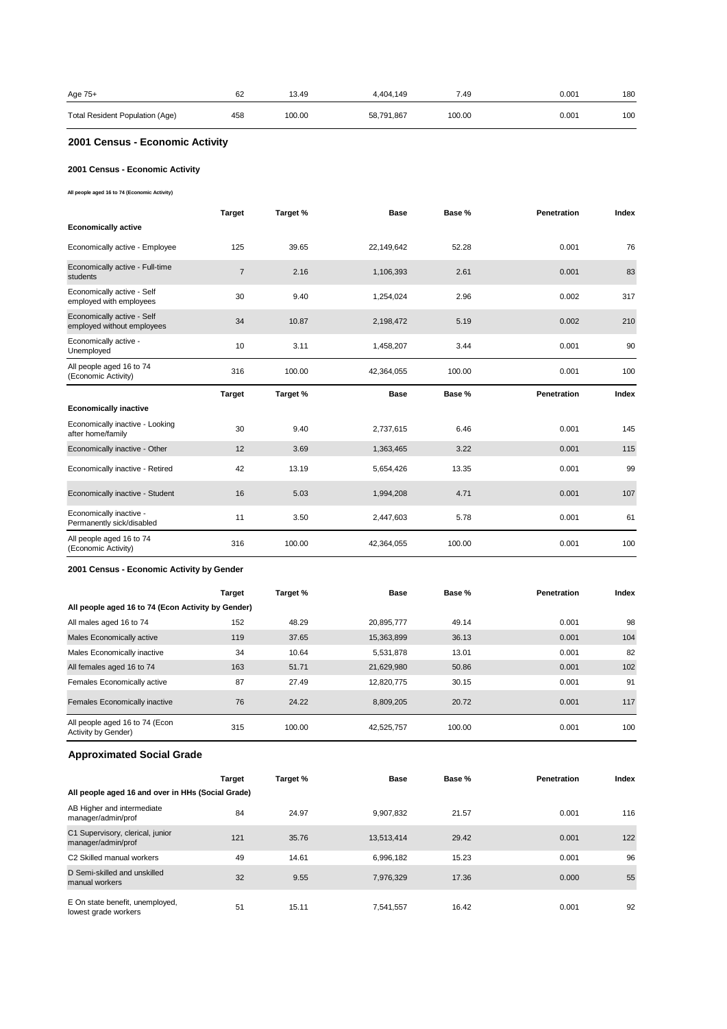| | Target | Target % | Base | Base % | Penetration | Index |
|---|---|---|---|---|---|---|
| Age 75+ | 62 | 13.49 | 4,404,149 | 7.49 | 0.001 | 180 |
| Total Resident Population (Age) | 458 | 100.00 | 58,791,867 | 100.00 | 0.001 | 100 |

## 2001 Census - Economic Activity

### 2001 Census - Economic Activity

All people aged 16 to 74 (Economic Activity)

| | Target | Target % | Base | Base % | Penetration | Index |
|---|---|---|---|---|---|---|
| **Economically active** | | | | | | |
| Economically active - Employee | 125 | 39.65 | 22,149,642 | 52.28 | 0.001 | 76 |
| Economically active - Full-time students | 7 | 2.16 | 1,106,393 | 2.61 | 0.001 | 83 |
| Economically active - Self employed with employees | 30 | 9.40 | 1,254,024 | 2.96 | 0.002 | 317 |
| Economically active - Self employed without employees | 34 | 10.87 | 2,198,472 | 5.19 | 0.002 | 210 |
| Economically active - Unemployed | 10 | 3.11 | 1,458,207 | 3.44 | 0.001 | 90 |
| All people aged 16 to 74 (Economic Activity) | 316 | 100.00 | 42,364,055 | 100.00 | 0.001 | 100 |

| | Target | Target % | Base | Base % | Penetration | Index |
|---|---|---|---|---|---|---|
| **Economically inactive** | | | | | | |
| Economically inactive - Looking after home/family | 30 | 9.40 | 2,737,615 | 6.46 | 0.001 | 145 |
| Economically inactive - Other | 12 | 3.69 | 1,363,465 | 3.22 | 0.001 | 115 |
| Economically inactive - Retired | 42 | 13.19 | 5,654,426 | 13.35 | 0.001 | 99 |
| Economically inactive - Student | 16 | 5.03 | 1,994,208 | 4.71 | 0.001 | 107 |
| Economically inactive - Permanently sick/disabled | 11 | 3.50 | 2,447,603 | 5.78 | 0.001 | 61 |
| All people aged 16 to 74 (Economic Activity) | 316 | 100.00 | 42,364,055 | 100.00 | 0.001 | 100 |

### 2001 Census - Economic Activity by Gender

| | Target | Target % | Base | Base % | Penetration | Index |
|---|---|---|---|---|---|---|
| **All people aged 16 to 74 (Econ Activity by Gender)** | | | | | | |
| All males aged 16 to 74 | 152 | 48.29 | 20,895,777 | 49.14 | 0.001 | 98 |
| Males Economically active | 119 | 37.65 | 15,363,899 | 36.13 | 0.001 | 104 |
| Males Economically inactive | 34 | 10.64 | 5,531,878 | 13.01 | 0.001 | 82 |
| All females aged 16 to 74 | 163 | 51.71 | 21,629,980 | 50.86 | 0.001 | 102 |
| Females Economically active | 87 | 27.49 | 12,820,775 | 30.15 | 0.001 | 91 |
| Females Economically inactive | 76 | 24.22 | 8,809,205 | 20.72 | 0.001 | 117 |
| All people aged 16 to 74 (Econ Activity by Gender) | 315 | 100.00 | 42,525,757 | 100.00 | 0.001 | 100 |

## Approximated Social Grade

| | Target | Target % | Base | Base % | Penetration | Index |
|---|---|---|---|---|---|---|
| **All people aged 16 and over in HHs (Social Grade)** | | | | | | |
| AB Higher and intermediate manager/admin/prof | 84 | 24.97 | 9,907,832 | 21.57 | 0.001 | 116 |
| C1 Supervisory, clerical, junior manager/admin/prof | 121 | 35.76 | 13,513,414 | 29.42 | 0.001 | 122 |
| C2 Skilled manual workers | 49 | 14.61 | 6,996,182 | 15.23 | 0.001 | 96 |
| D Semi-skilled and unskilled manual workers | 32 | 9.55 | 7,976,329 | 17.36 | 0.000 | 55 |
| E On state benefit, unemployed, lowest grade workers | 51 | 15.11 | 7,541,557 | 16.42 | 0.001 | 92 |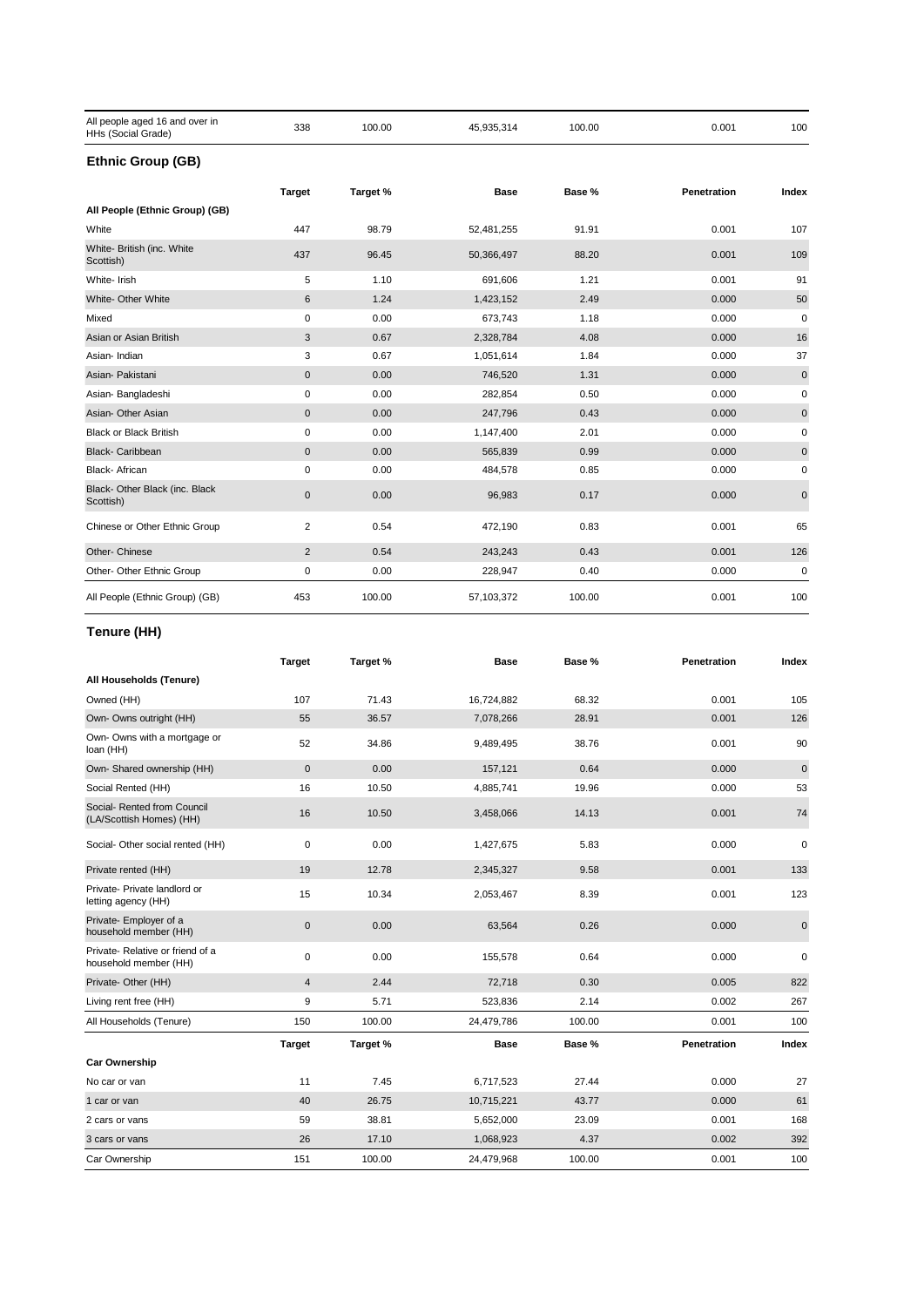| All people aged 16 and over in HHs (Social Grade) | 338 | 100.00 | 45,935,314 | 100.00 | 0.001 | 100 |
|---|---|---|---|---|---|---|

## Ethnic Group (GB)

| | Target | Target % | Base | Base % | Penetration | Index |
|---|---|---|---|---|---|---|
| **All People (Ethnic Group) (GB)** | | | | | | |
| White | 447 | 98.79 | 52,481,255 | 91.91 | 0.001 | 107 |
| White- British (inc. White Scottish) | 437 | 96.45 | 50,366,497 | 88.20 | 0.001 | 109 |
| White- Irish | 5 | 1.10 | 691,606 | 1.21 | 0.001 | 91 |
| White- Other White | 6 | 1.24 | 1,423,152 | 2.49 | 0.000 | 50 |
| Mixed | 0 | 0.00 | 673,743 | 1.18 | 0.000 | 0 |
| Asian or Asian British | 3 | 0.67 | 2,328,784 | 4.08 | 0.000 | 16 |
| Asian- Indian | 3 | 0.67 | 1,051,614 | 1.84 | 0.000 | 37 |
| Asian- Pakistani | 0 | 0.00 | 746,520 | 1.31 | 0.000 | 0 |
| Asian- Bangladeshi | 0 | 0.00 | 282,854 | 0.50 | 0.000 | 0 |
| Asian- Other Asian | 0 | 0.00 | 247,796 | 0.43 | 0.000 | 0 |
| Black or Black British | 0 | 0.00 | 1,147,400 | 2.01 | 0.000 | 0 |
| Black- Caribbean | 0 | 0.00 | 565,839 | 0.99 | 0.000 | 0 |
| Black- African | 0 | 0.00 | 484,578 | 0.85 | 0.000 | 0 |
| Black- Other Black (inc. Black Scottish) | 0 | 0.00 | 96,983 | 0.17 | 0.000 | 0 |
| Chinese or Other Ethnic Group | 2 | 0.54 | 472,190 | 0.83 | 0.001 | 65 |
| Other- Chinese | 2 | 0.54 | 243,243 | 0.43 | 0.001 | 126 |
| Other- Other Ethnic Group | 0 | 0.00 | 228,947 | 0.40 | 0.000 | 0 |
| All People (Ethnic Group) (GB) | 453 | 100.00 | 57,103,372 | 100.00 | 0.001 | 100 |

## Tenure (HH)

| | Target | Target % | Base | Base % | Penetration | Index |
|---|---|---|---|---|---|---|
| **All Households (Tenure)** | | | | | | |
| Owned (HH) | 107 | 71.43 | 16,724,882 | 68.32 | 0.001 | 105 |
| Own- Owns outright (HH) | 55 | 36.57 | 7,078,266 | 28.91 | 0.001 | 126 |
| Own- Owns with a mortgage or loan (HH) | 52 | 34.86 | 9,489,495 | 38.76 | 0.001 | 90 |
| Own- Shared ownership (HH) | 0 | 0.00 | 157,121 | 0.64 | 0.000 | 0 |
| Social Rented (HH) | 16 | 10.50 | 4,885,741 | 19.96 | 0.000 | 53 |
| Social- Rented from Council (LA/Scottish Homes) (HH) | 16 | 10.50 | 3,458,066 | 14.13 | 0.001 | 74 |
| Social- Other social rented (HH) | 0 | 0.00 | 1,427,675 | 5.83 | 0.000 | 0 |
| Private rented (HH) | 19 | 12.78 | 2,345,327 | 9.58 | 0.001 | 133 |
| Private- Private landlord or letting agency (HH) | 15 | 10.34 | 2,053,467 | 8.39 | 0.001 | 123 |
| Private- Employer of a household member (HH) | 0 | 0.00 | 63,564 | 0.26 | 0.000 | 0 |
| Private- Relative or friend of a household member (HH) | 0 | 0.00 | 155,578 | 0.64 | 0.000 | 0 |
| Private- Other (HH) | 4 | 2.44 | 72,718 | 0.30 | 0.005 | 822 |
| Living rent free (HH) | 9 | 5.71 | 523,836 | 2.14 | 0.002 | 267 |
| All Households (Tenure) | 150 | 100.00 | 24,479,786 | 100.00 | 0.001 | 100 |

| | Target | Target % | Base | Base % | Penetration | Index |
|---|---|---|---|---|---|---|
| **Car Ownership** | | | | | | |
| No car or van | 11 | 7.45 | 6,717,523 | 27.44 | 0.000 | 27 |
| 1 car or van | 40 | 26.75 | 10,715,221 | 43.77 | 0.000 | 61 |
| 2 cars or vans | 59 | 38.81 | 5,652,000 | 23.09 | 0.001 | 168 |
| 3 cars or vans | 26 | 17.10 | 1,068,923 | 4.37 | 0.002 | 392 |
| Car Ownership | 151 | 100.00 | 24,479,968 | 100.00 | 0.001 | 100 |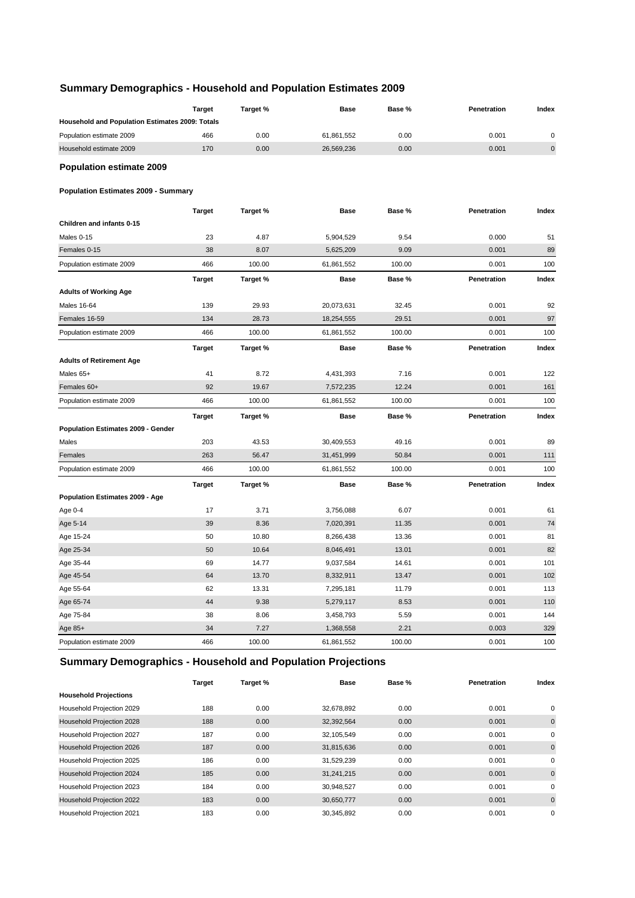## Summary Demographics - Household and Population Estimates 2009

| | Target | Target % | Base | Base % | Penetration | Index |
|---|---|---|---|---|---|---|
| **Household and Population Estimates 2009: Totals** | | | | | | |
| Population estimate 2009 | 466 | 0.00 | 61,861,552 | 0.00 | 0.001 | 0 |
| Household estimate 2009 | 170 | 0.00 | 26,569,236 | 0.00 | 0.001 | 0 |

### Population estimate 2009

#### Population Estimates 2009 - Summary

| | Target | Target % | Base | Base % | Penetration | Index |
|---|---|---|---|---|---|---|
| **Children and infants 0-15** | | | | | | |
| Males 0-15 | 23 | 4.87 | 5,904,529 | 9.54 | 0.000 | 51 |
| Females 0-15 | 38 | 8.07 | 5,625,209 | 9.09 | 0.001 | 89 |
| Population estimate 2009 | 466 | 100.00 | 61,861,552 | 100.00 | 0.001 | 100 |

| | Target | Target % | Base | Base % | Penetration | Index |
|---|---|---|---|---|---|---|
| **Adults of Working Age** | | | | | | |
| Males 16-64 | 139 | 29.93 | 20,073,631 | 32.45 | 0.001 | 92 |
| Females 16-59 | 134 | 28.73 | 18,254,555 | 29.51 | 0.001 | 97 |
| Population estimate 2009 | 466 | 100.00 | 61,861,552 | 100.00 | 0.001 | 100 |

| | Target | Target % | Base | Base % | Penetration | Index |
|---|---|---|---|---|---|---|
| **Adults of Retirement Age** | | | | | | |
| Males 65+ | 41 | 8.72 | 4,431,393 | 7.16 | 0.001 | 122 |
| Females 60+ | 92 | 19.67 | 7,572,235 | 12.24 | 0.001 | 161 |
| Population estimate 2009 | 466 | 100.00 | 61,861,552 | 100.00 | 0.001 | 100 |

| | Target | Target % | Base | Base % | Penetration | Index |
|---|---|---|---|---|---|---|
| **Population Estimates 2009 - Gender** | | | | | | |
| Males | 203 | 43.53 | 30,409,553 | 49.16 | 0.001 | 89 |
| Females | 263 | 56.47 | 31,451,999 | 50.84 | 0.001 | 111 |
| Population estimate 2009 | 466 | 100.00 | 61,861,552 | 100.00 | 0.001 | 100 |

| | Target | Target % | Base | Base % | Penetration | Index |
|---|---|---|---|---|---|---|
| **Population Estimates 2009 - Age** | | | | | | |
| Age 0-4 | 17 | 3.71 | 3,756,088 | 6.07 | 0.001 | 61 |
| Age 5-14 | 39 | 8.36 | 7,020,391 | 11.35 | 0.001 | 74 |
| Age 15-24 | 50 | 10.80 | 8,266,438 | 13.36 | 0.001 | 81 |
| Age 25-34 | 50 | 10.64 | 8,046,491 | 13.01 | 0.001 | 82 |
| Age 35-44 | 69 | 14.77 | 9,037,584 | 14.61 | 0.001 | 101 |
| Age 45-54 | 64 | 13.70 | 8,332,911 | 13.47 | 0.001 | 102 |
| Age 55-64 | 62 | 13.31 | 7,295,181 | 11.79 | 0.001 | 113 |
| Age 65-74 | 44 | 9.38 | 5,279,117 | 8.53 | 0.001 | 110 |
| Age 75-84 | 38 | 8.06 | 3,458,793 | 5.59 | 0.001 | 144 |
| Age 85+ | 34 | 7.27 | 1,368,558 | 2.21 | 0.003 | 329 |
| Population estimate 2009 | 466 | 100.00 | 61,861,552 | 100.00 | 0.001 | 100 |

## Summary Demographics - Household and Population Projections

| | Target | Target % | Base | Base % | Penetration | Index |
|---|---|---|---|---|---|---|
| **Household Projections** | | | | | | |
| Household Projection 2029 | 188 | 0.00 | 32,678,892 | 0.00 | 0.001 | 0 |
| Household Projection 2028 | 188 | 0.00 | 32,392,564 | 0.00 | 0.001 | 0 |
| Household Projection 2027 | 187 | 0.00 | 32,105,549 | 0.00 | 0.001 | 0 |
| Household Projection 2026 | 187 | 0.00 | 31,815,636 | 0.00 | 0.001 | 0 |
| Household Projection 2025 | 186 | 0.00 | 31,529,239 | 0.00 | 0.001 | 0 |
| Household Projection 2024 | 185 | 0.00 | 31,241,215 | 0.00 | 0.001 | 0 |
| Household Projection 2023 | 184 | 0.00 | 30,948,527 | 0.00 | 0.001 | 0 |
| Household Projection 2022 | 183 | 0.00 | 30,650,777 | 0.00 | 0.001 | 0 |
| Household Projection 2021 | 183 | 0.00 | 30,345,892 | 0.00 | 0.001 | 0 |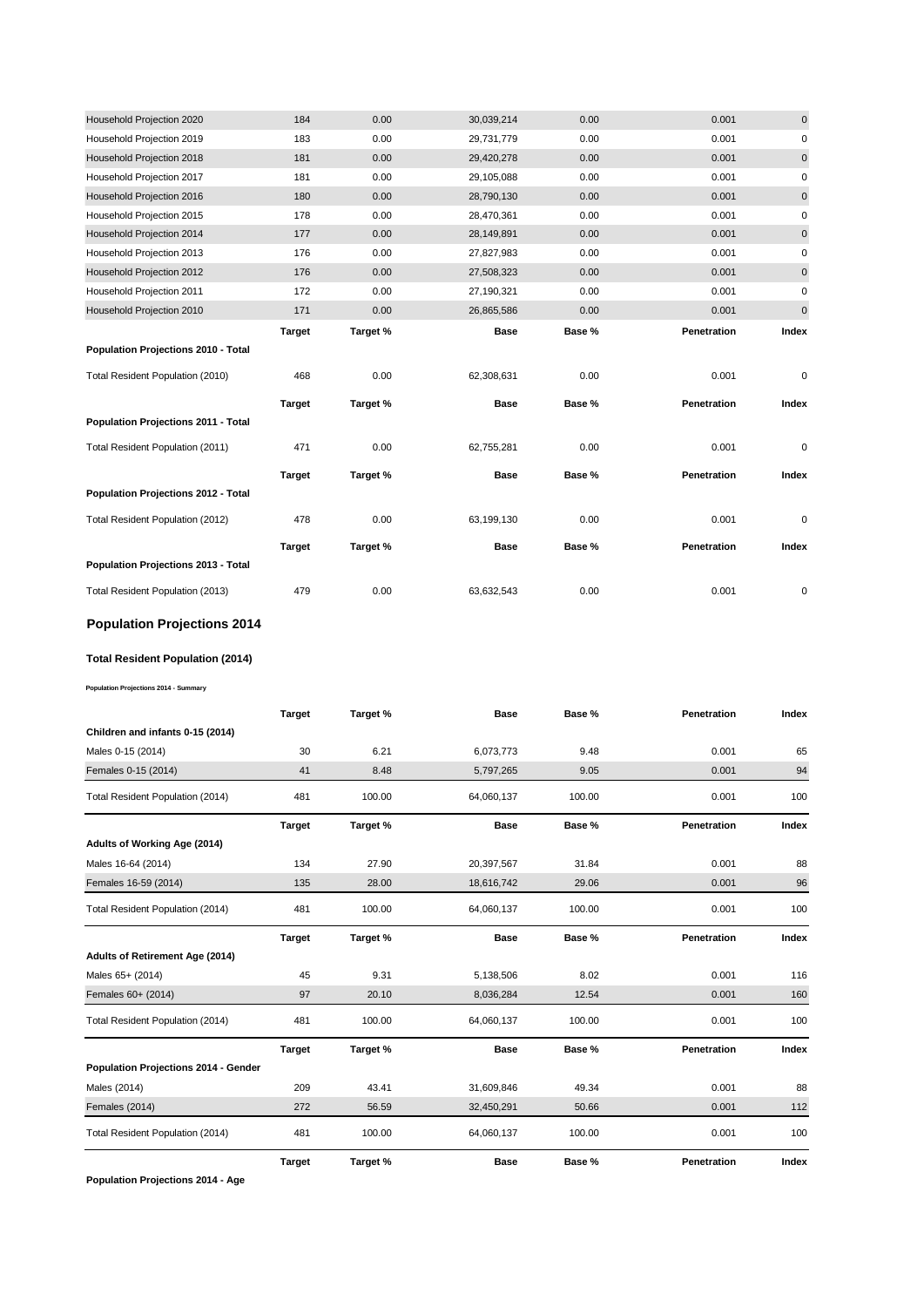| | Target | Target % | Base | Base % | Penetration | Index |
|---|---|---|---|---|---|---|
| Household Projection 2020 | 184 | 0.00 | 30,039,214 | 0.00 | 0.001 | 0 |
| Household Projection 2019 | 183 | 0.00 | 29,731,779 | 0.00 | 0.001 | 0 |
| Household Projection 2018 | 181 | 0.00 | 29,420,278 | 0.00 | 0.001 | 0 |
| Household Projection 2017 | 181 | 0.00 | 29,105,088 | 0.00 | 0.001 | 0 |
| Household Projection 2016 | 180 | 0.00 | 28,790,130 | 0.00 | 0.001 | 0 |
| Household Projection 2015 | 178 | 0.00 | 28,470,361 | 0.00 | 0.001 | 0 |
| Household Projection 2014 | 177 | 0.00 | 28,149,891 | 0.00 | 0.001 | 0 |
| Household Projection 2013 | 176 | 0.00 | 27,827,983 | 0.00 | 0.001 | 0 |
| Household Projection 2012 | 176 | 0.00 | 27,508,323 | 0.00 | 0.001 | 0 |
| Household Projection 2011 | 172 | 0.00 | 27,190,321 | 0.00 | 0.001 | 0 |
| Household Projection 2010 | 171 | 0.00 | 26,865,586 | 0.00 | 0.001 | 0 |

| **Population Projections 2010 - Total** | **Target** | **Target %** | **Base** | **Base %** | **Penetration** | **Index** |
|---|---|---|---|---|---|---|
| Total Resident Population (2010) | 468 | 0.00 | 62,308,631 | 0.00 | 0.001 | 0 |

| **Population Projections 2011 - Total** | **Target** | **Target %** | **Base** | **Base %** | **Penetration** | **Index** |
|---|---|---|---|---|---|---|
| Total Resident Population (2011) | 471 | 0.00 | 62,755,281 | 0.00 | 0.001 | 0 |

| **Population Projections 2012 - Total** | **Target** | **Target %** | **Base** | **Base %** | **Penetration** | **Index** |
|---|---|---|---|---|---|---|
| Total Resident Population (2012) | 478 | 0.00 | 63,199,130 | 0.00 | 0.001 | 0 |

| **Population Projections 2013 - Total** | **Target** | **Target %** | **Base** | **Base %** | **Penetration** | **Index** |
|---|---|---|---|---|---|---|
| Total Resident Population (2013) | 479 | 0.00 | 63,632,543 | 0.00 | 0.001 | 0 |

## Population Projections 2014

### Total Resident Population (2014)

**Population Projections 2014 - Summary**

| **Children and infants 0-15 (2014)** | **Target** | **Target %** | **Base** | **Base %** | **Penetration** | **Index** |
|---|---|---|---|---|---|---|
| Males 0-15 (2014) | 30 | 6.21 | 6,073,773 | 9.48 | 0.001 | 65 |
| Females 0-15 (2014) | 41 | 8.48 | 5,797,265 | 9.05 | 0.001 | 94 |
| Total Resident Population (2014) | 481 | 100.00 | 64,060,137 | 100.00 | 0.001 | 100 |

| **Adults of Working Age (2014)** | **Target** | **Target %** | **Base** | **Base %** | **Penetration** | **Index** |
|---|---|---|---|---|---|---|
| Males 16-64 (2014) | 134 | 27.90 | 20,397,567 | 31.84 | 0.001 | 88 |
| Females 16-59 (2014) | 135 | 28.00 | 18,616,742 | 29.06 | 0.001 | 96 |
| Total Resident Population (2014) | 481 | 100.00 | 64,060,137 | 100.00 | 0.001 | 100 |

| **Adults of Retirement Age (2014)** | **Target** | **Target %** | **Base** | **Base %** | **Penetration** | **Index** |
|---|---|---|---|---|---|---|
| Males 65+ (2014) | 45 | 9.31 | 5,138,506 | 8.02 | 0.001 | 116 |
| Females 60+ (2014) | 97 | 20.10 | 8,036,284 | 12.54 | 0.001 | 160 |
| Total Resident Population (2014) | 481 | 100.00 | 64,060,137 | 100.00 | 0.001 | 100 |

| **Population Projections 2014 - Gender** | **Target** | **Target %** | **Base** | **Base %** | **Penetration** | **Index** |
|---|---|---|---|---|---|---|
| Males (2014) | 209 | 43.41 | 31,609,846 | 49.34 | 0.001 | 88 |
| Females (2014) | 272 | 56.59 | 32,450,291 | 50.66 | 0.001 | 112 |
| Total Resident Population (2014) | 481 | 100.00 | 64,060,137 | 100.00 | 0.001 | 100 |

| **Population Projections 2014 - Age** | **Target** | **Target %** | **Base** | **Base %** | **Penetration** | **Index** |
|---|---|---|---|---|---|---|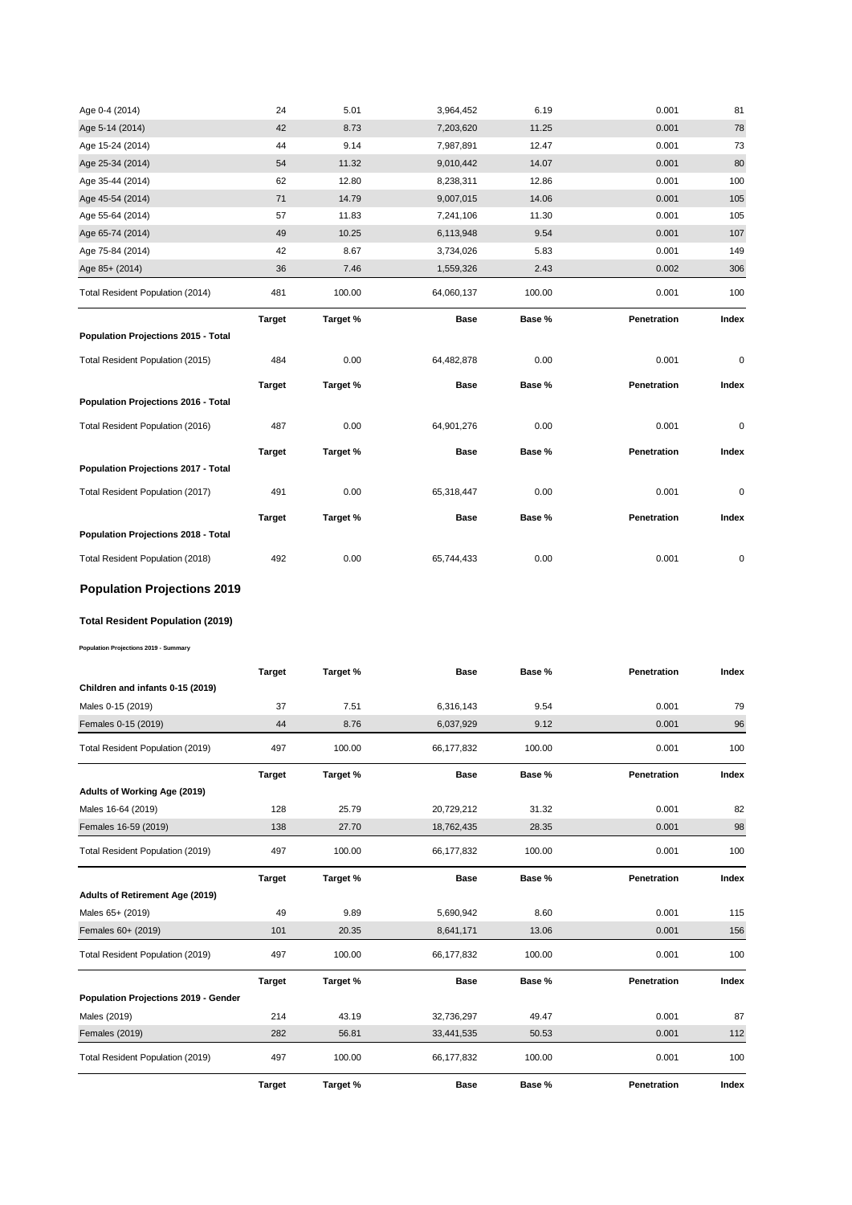| | Target | Target % | Base | Base % | Penetration | Index |
|---|---|---|---|---|---|---|
| Age 0-4 (2014) | 24 | 5.01 | 3,964,452 | 6.19 | 0.001 | 81 |
| Age 5-14 (2014) | 42 | 8.73 | 7,203,620 | 11.25 | 0.001 | 78 |
| Age 15-24 (2014) | 44 | 9.14 | 7,987,891 | 12.47 | 0.001 | 73 |
| Age 25-34 (2014) | 54 | 11.32 | 9,010,442 | 14.07 | 0.001 | 80 |
| Age 35-44 (2014) | 62 | 12.80 | 8,238,311 | 12.86 | 0.001 | 100 |
| Age 45-54 (2014) | 71 | 14.79 | 9,007,015 | 14.06 | 0.001 | 105 |
| Age 55-64 (2014) | 57 | 11.83 | 7,241,106 | 11.30 | 0.001 | 105 |
| Age 65-74 (2014) | 49 | 10.25 | 6,113,948 | 9.54 | 0.001 | 107 |
| Age 75-84 (2014) | 42 | 8.67 | 3,734,026 | 5.83 | 0.001 | 149 |
| Age 85+ (2014) | 36 | 7.46 | 1,559,326 | 2.43 | 0.002 | 306 |
| Total Resident Population (2014) | 481 | 100.00 | 64,060,137 | 100.00 | 0.001 | 100 |

| **Population Projections 2015 - Total** | **Target** | **Target %** | **Base** | **Base %** | **Penetration** | **Index** |
|---|---|---|---|---|---|---|
| Total Resident Population (2015) | 484 | 0.00 | 64,482,878 | 0.00 | 0.001 | 0 |

| **Population Projections 2016 - Total** | **Target** | **Target %** | **Base** | **Base %** | **Penetration** | **Index** |
|---|---|---|---|---|---|---|
| Total Resident Population (2016) | 487 | 0.00 | 64,901,276 | 0.00 | 0.001 | 0 |

| **Population Projections 2017 - Total** | **Target** | **Target %** | **Base** | **Base %** | **Penetration** | **Index** |
|---|---|---|---|---|---|---|
| Total Resident Population (2017) | 491 | 0.00 | 65,318,447 | 0.00 | 0.001 | 0 |

| **Population Projections 2018 - Total** | **Target** | **Target %** | **Base** | **Base %** | **Penetration** | **Index** |
|---|---|---|---|---|---|---|
| Total Resident Population (2018) | 492 | 0.00 | 65,744,433 | 0.00 | 0.001 | 0 |

## Population Projections 2019

### Total Resident Population (2019)

**Population Projections 2019 - Summary**

| **Children and infants 0-15 (2019)** | **Target** | **Target %** | **Base** | **Base %** | **Penetration** | **Index** |
|---|---|---|---|---|---|---|
| Males 0-15 (2019) | 37 | 7.51 | 6,316,143 | 9.54 | 0.001 | 79 |
| Females 0-15 (2019) | 44 | 8.76 | 6,037,929 | 9.12 | 0.001 | 96 |
| Total Resident Population (2019) | 497 | 100.00 | 66,177,832 | 100.00 | 0.001 | 100 |

| **Adults of Working Age (2019)** | **Target** | **Target %** | **Base** | **Base %** | **Penetration** | **Index** |
|---|---|---|---|---|---|---|
| Males 16-64 (2019) | 128 | 25.79 | 20,729,212 | 31.32 | 0.001 | 82 |
| Females 16-59 (2019) | 138 | 27.70 | 18,762,435 | 28.35 | 0.001 | 98 |
| Total Resident Population (2019) | 497 | 100.00 | 66,177,832 | 100.00 | 0.001 | 100 |

| **Adults of Retirement Age (2019)** | **Target** | **Target %** | **Base** | **Base %** | **Penetration** | **Index** |
|---|---|---|---|---|---|---|
| Males 65+ (2019) | 49 | 9.89 | 5,690,942 | 8.60 | 0.001 | 115 |
| Females 60+ (2019) | 101 | 20.35 | 8,641,171 | 13.06 | 0.001 | 156 |
| Total Resident Population (2019) | 497 | 100.00 | 66,177,832 | 100.00 | 0.001 | 100 |

| **Population Projections 2019 - Gender** | **Target** | **Target %** | **Base** | **Base %** | **Penetration** | **Index** |
|---|---|---|---|---|---|---|
| Males (2019) | 214 | 43.19 | 32,736,297 | 49.47 | 0.001 | 87 |
| Females (2019) | 282 | 56.81 | 33,441,535 | 50.53 | 0.001 | 112 |
| Total Resident Population (2019) | 497 | 100.00 | 66,177,832 | 100.00 | 0.001 | 100 |

| | **Target** | **Target %** | **Base** | **Base %** | **Penetration** | **Index** |
|---|---|---|---|---|---|---|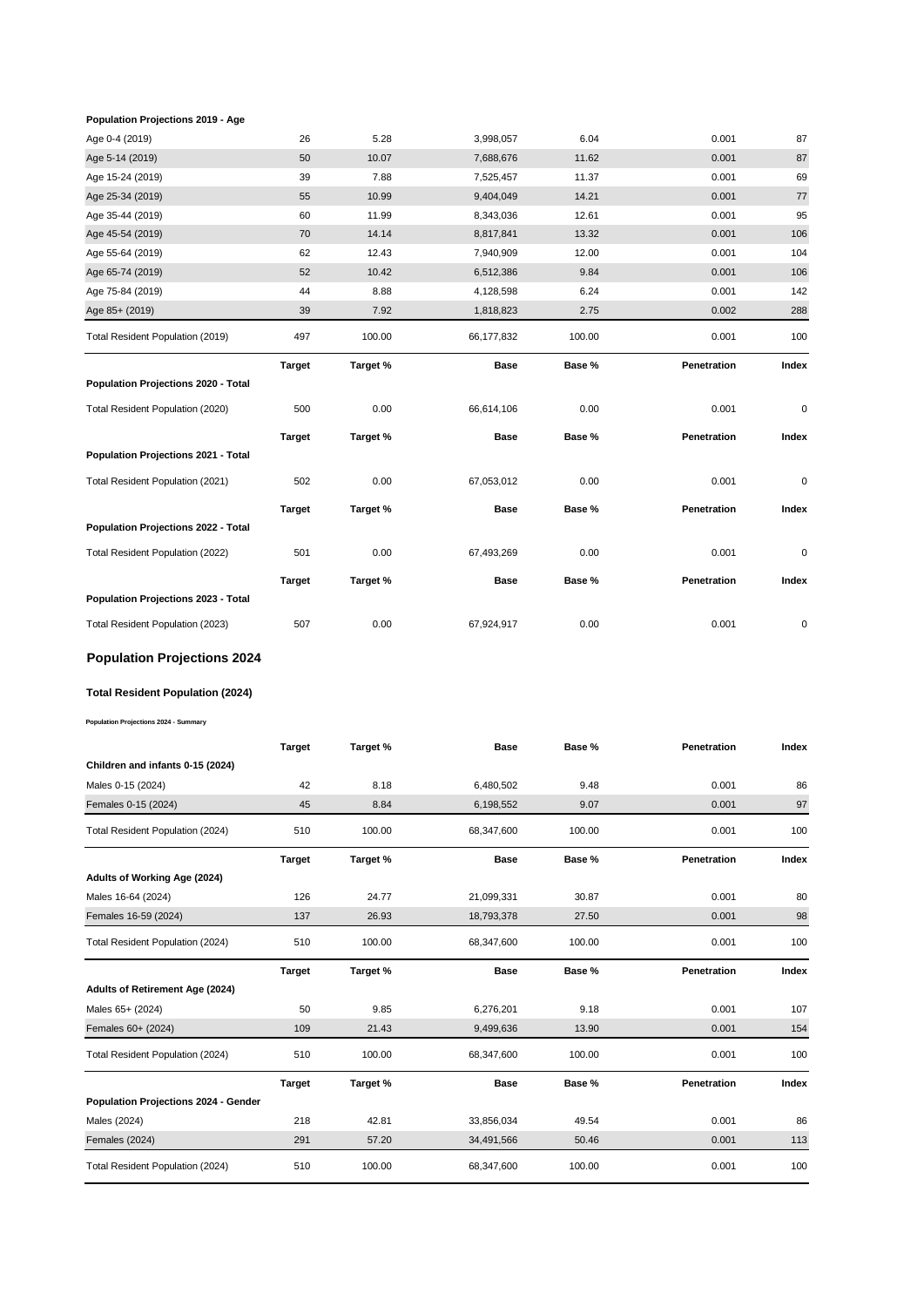**Population Projections 2019 - Age**

| | Target | Target % | Base | Base % | Penetration | Index |
|---|---|---|---|---|---|---|
| Age 0-4 (2019) | 26 | 5.28 | 3,998,057 | 6.04 | 0.001 | 87 |
| Age 5-14 (2019) | 50 | 10.07 | 7,688,676 | 11.62 | 0.001 | 87 |
| Age 15-24 (2019) | 39 | 7.88 | 7,525,457 | 11.37 | 0.001 | 69 |
| Age 25-34 (2019) | 55 | 10.99 | 9,404,049 | 14.21 | 0.001 | 77 |
| Age 35-44 (2019) | 60 | 11.99 | 8,343,036 | 12.61 | 0.001 | 95 |
| Age 45-54 (2019) | 70 | 14.14 | 8,817,841 | 13.32 | 0.001 | 106 |
| Age 55-64 (2019) | 62 | 12.43 | 7,940,909 | 12.00 | 0.001 | 104 |
| Age 65-74 (2019) | 52 | 10.42 | 6,512,386 | 9.84 | 0.001 | 106 |
| Age 75-84 (2019) | 44 | 8.88 | 4,128,598 | 6.24 | 0.001 | 142 |
| Age 85+ (2019) | 39 | 7.92 | 1,818,823 | 2.75 | 0.002 | 288 |
| Total Resident Population (2019) | 497 | 100.00 | 66,177,832 | 100.00 | 0.001 | 100 |

| Population Projections 2020 - Total | Target | Target % | Base | Base % | Penetration | Index |
|---|---|---|---|---|---|---|
| Total Resident Population (2020) | 500 | 0.00 | 66,614,106 | 0.00 | 0.001 | 0 |

| Population Projections 2021 - Total | Target | Target % | Base | Base % | Penetration | Index |
|---|---|---|---|---|---|---|
| Total Resident Population (2021) | 502 | 0.00 | 67,053,012 | 0.00 | 0.001 | 0 |

| Population Projections 2022 - Total | Target | Target % | Base | Base % | Penetration | Index |
|---|---|---|---|---|---|---|
| Total Resident Population (2022) | 501 | 0.00 | 67,493,269 | 0.00 | 0.001 | 0 |

| Population Projections 2023 - Total | Target | Target % | Base | Base % | Penetration | Index |
|---|---|---|---|---|---|---|
| Total Resident Population (2023) | 507 | 0.00 | 67,924,917 | 0.00 | 0.001 | 0 |

## Population Projections 2024

### Total Resident Population (2024)

**Population Projections 2024 - Summary**

| Children and infants 0-15 (2024) | Target | Target % | Base | Base % | Penetration | Index |
|---|---|---|---|---|---|---|
| Males 0-15 (2024) | 42 | 8.18 | 6,480,502 | 9.48 | 0.001 | 86 |
| Females 0-15 (2024) | 45 | 8.84 | 6,198,552 | 9.07 | 0.001 | 97 |
| Total Resident Population (2024) | 510 | 100.00 | 68,347,600 | 100.00 | 0.001 | 100 |

| Adults of Working Age (2024) | Target | Target % | Base | Base % | Penetration | Index |
|---|---|---|---|---|---|---|
| Males 16-64 (2024) | 126 | 24.77 | 21,099,331 | 30.87 | 0.001 | 80 |
| Females 16-59 (2024) | 137 | 26.93 | 18,793,378 | 27.50 | 0.001 | 98 |
| Total Resident Population (2024) | 510 | 100.00 | 68,347,600 | 100.00 | 0.001 | 100 |

| Adults of Retirement Age (2024) | Target | Target % | Base | Base % | Penetration | Index |
|---|---|---|---|---|---|---|
| Males 65+ (2024) | 50 | 9.85 | 6,276,201 | 9.18 | 0.001 | 107 |
| Females 60+ (2024) | 109 | 21.43 | 9,499,636 | 13.90 | 0.001 | 154 |
| Total Resident Population (2024) | 510 | 100.00 | 68,347,600 | 100.00 | 0.001 | 100 |

| Population Projections 2024 - Gender | Target | Target % | Base | Base % | Penetration | Index |
|---|---|---|---|---|---|---|
| Males (2024) | 218 | 42.81 | 33,856,034 | 49.54 | 0.001 | 86 |
| Females (2024) | 291 | 57.20 | 34,491,566 | 50.46 | 0.001 | 113 |
| Total Resident Population (2024) | 510 | 100.00 | 68,347,600 | 100.00 | 0.001 | 100 |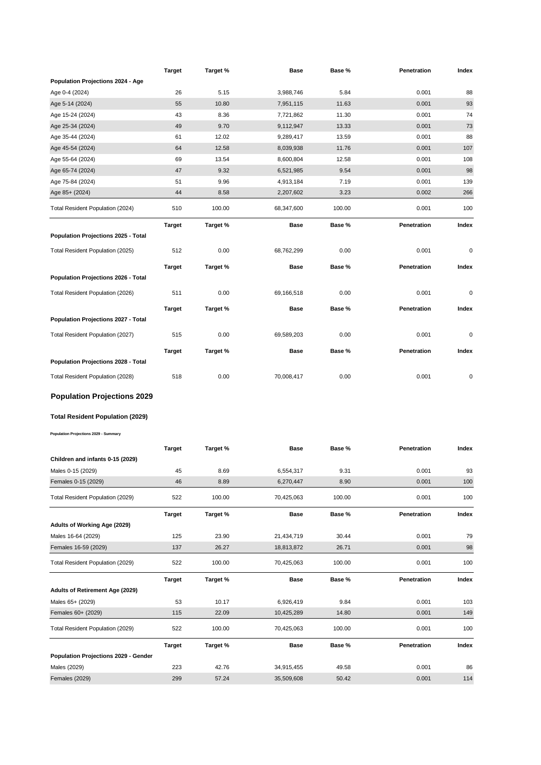| | Target | Target % | Base | Base % | Penetration | Index |
|---|---|---|---|---|---|---|
| **Population Projections 2024 - Age** | | | | | | |
| Age 0-4 (2024) | 26 | 5.15 | 3,988,746 | 5.84 | 0.001 | 88 |
| Age 5-14 (2024) | 55 | 10.80 | 7,951,115 | 11.63 | 0.001 | 93 |
| Age 15-24 (2024) | 43 | 8.36 | 7,721,862 | 11.30 | 0.001 | 74 |
| Age 25-34 (2024) | 49 | 9.70 | 9,112,947 | 13.33 | 0.001 | 73 |
| Age 35-44 (2024) | 61 | 12.02 | 9,289,417 | 13.59 | 0.001 | 88 |
| Age 45-54 (2024) | 64 | 12.58 | 8,039,938 | 11.76 | 0.001 | 107 |
| Age 55-64 (2024) | 69 | 13.54 | 8,600,804 | 12.58 | 0.001 | 108 |
| Age 65-74 (2024) | 47 | 9.32 | 6,521,985 | 9.54 | 0.001 | 98 |
| Age 75-84 (2024) | 51 | 9.96 | 4,913,184 | 7.19 | 0.001 | 139 |
| Age 85+ (2024) | 44 | 8.58 | 2,207,602 | 3.23 | 0.002 | 266 |
| Total Resident Population (2024) | 510 | 100.00 | 68,347,600 | 100.00 | 0.001 | 100 |

| | Target | Target % | Base | Base % | Penetration | Index |
|---|---|---|---|---|---|---|
| **Population Projections 2025 - Total** | | | | | | |
| Total Resident Population (2025) | 512 | 0.00 | 68,762,299 | 0.00 | 0.001 | 0 |

| | Target | Target % | Base | Base % | Penetration | Index |
|---|---|---|---|---|---|---|
| **Population Projections 2026 - Total** | | | | | | |
| Total Resident Population (2026) | 511 | 0.00 | 69,166,518 | 0.00 | 0.001 | 0 |

| | Target | Target % | Base | Base % | Penetration | Index |
|---|---|---|---|---|---|---|
| **Population Projections 2027 - Total** | | | | | | |
| Total Resident Population (2027) | 515 | 0.00 | 69,589,203 | 0.00 | 0.001 | 0 |

| | Target | Target % | Base | Base % | Penetration | Index |
|---|---|---|---|---|---|---|
| **Population Projections 2028 - Total** | | | | | | |
| Total Resident Population (2028) | 518 | 0.00 | 70,008,417 | 0.00 | 0.001 | 0 |

## Population Projections 2029

### Total Resident Population (2029)

**Population Projections 2029 - Summary**

| | Target | Target % | Base | Base % | Penetration | Index |
|---|---|---|---|---|---|---|
| **Children and infants 0-15 (2029)** | | | | | | |
| Males 0-15 (2029) | 45 | 8.69 | 6,554,317 | 9.31 | 0.001 | 93 |
| Females 0-15 (2029) | 46 | 8.89 | 6,270,447 | 8.90 | 0.001 | 100 |
| Total Resident Population (2029) | 522 | 100.00 | 70,425,063 | 100.00 | 0.001 | 100 |

| | Target | Target % | Base | Base % | Penetration | Index |
|---|---|---|---|---|---|---|
| **Adults of Working Age (2029)** | | | | | | |
| Males 16-64 (2029) | 125 | 23.90 | 21,434,719 | 30.44 | 0.001 | 79 |
| Females 16-59 (2029) | 137 | 26.27 | 18,813,872 | 26.71 | 0.001 | 98 |
| Total Resident Population (2029) | 522 | 100.00 | 70,425,063 | 100.00 | 0.001 | 100 |

| | Target | Target % | Base | Base % | Penetration | Index |
|---|---|---|---|---|---|---|
| **Adults of Retirement Age (2029)** | | | | | | |
| Males 65+ (2029) | 53 | 10.17 | 6,926,419 | 9.84 | 0.001 | 103 |
| Females 60+ (2029) | 115 | 22.09 | 10,425,289 | 14.80 | 0.001 | 149 |
| Total Resident Population (2029) | 522 | 100.00 | 70,425,063 | 100.00 | 0.001 | 100 |

| | Target | Target % | Base | Base % | Penetration | Index |
|---|---|---|---|---|---|---|
| **Population Projections 2029 - Gender** | | | | | | |
| Males (2029) | 223 | 42.76 | 34,915,455 | 49.58 | 0.001 | 86 |
| Females (2029) | 299 | 57.24 | 35,509,608 | 50.42 | 0.001 | 114 |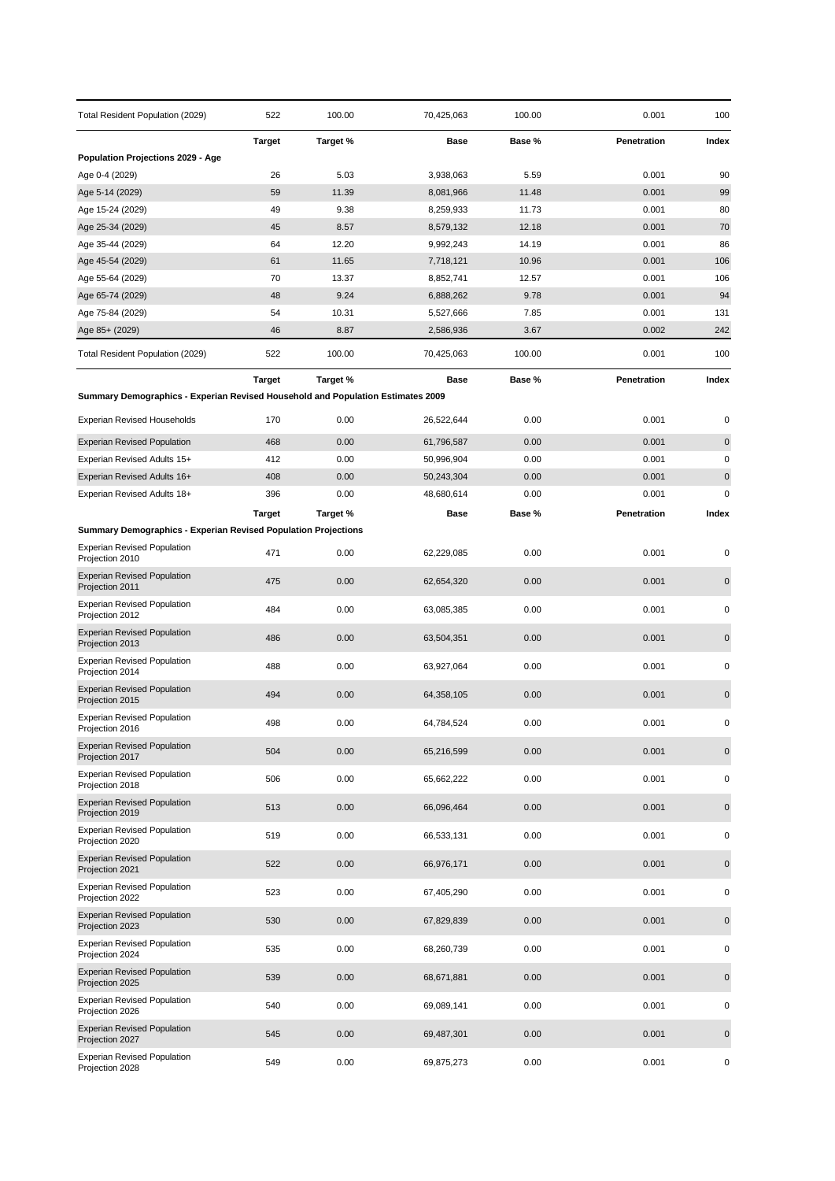| Total Resident Population (2029) | 522 | 100.00 | 70,425,063 | 100.00 | 0.001 | 100 |
|---|---|---|---|---|---|---|

| | Target | Target % | Base | Base % | Penetration | Index |
|---|---|---|---|---|---|---|
| **Population Projections 2029 - Age** | | | | | | |
| Age 0-4 (2029) | 26 | 5.03 | 3,938,063 | 5.59 | 0.001 | 90 |
| Age 5-14 (2029) | 59 | 11.39 | 8,081,966 | 11.48 | 0.001 | 99 |
| Age 15-24 (2029) | 49 | 9.38 | 8,259,933 | 11.73 | 0.001 | 80 |
| Age 25-34 (2029) | 45 | 8.57 | 8,579,132 | 12.18 | 0.001 | 70 |
| Age 35-44 (2029) | 64 | 12.20 | 9,992,243 | 14.19 | 0.001 | 86 |
| Age 45-54 (2029) | 61 | 11.65 | 7,718,121 | 10.96 | 0.001 | 106 |
| Age 55-64 (2029) | 70 | 13.37 | 8,852,741 | 12.57 | 0.001 | 106 |
| Age 65-74 (2029) | 48 | 9.24 | 6,888,262 | 9.78 | 0.001 | 94 |
| Age 75-84 (2029) | 54 | 10.31 | 5,527,666 | 7.85 | 0.001 | 131 |
| Age 85+ (2029) | 46 | 8.87 | 2,586,936 | 3.67 | 0.002 | 242 |
| Total Resident Population (2029) | 522 | 100.00 | 70,425,063 | 100.00 | 0.001 | 100 |

| | Target | Target % | Base | Base % | Penetration | Index |
|---|---|---|---|---|---|---|
| **Summary Demographics - Experian Revised Household and Population Estimates 2009** | | | | | | |
| Experian Revised Households | 170 | 0.00 | 26,522,644 | 0.00 | 0.001 | 0 |
| Experian Revised Population | 468 | 0.00 | 61,796,587 | 0.00 | 0.001 | 0 |
| Experian Revised Adults 15+ | 412 | 0.00 | 50,996,904 | 0.00 | 0.001 | 0 |
| Experian Revised Adults 16+ | 408 | 0.00 | 50,243,304 | 0.00 | 0.001 | 0 |
| Experian Revised Adults 18+ | 396 | 0.00 | 48,680,614 | 0.00 | 0.001 | 0 |

| | Target | Target % | Base | Base % | Penetration | Index |
|---|---|---|---|---|---|---|
| **Summary Demographics - Experian Revised Population Projections** | | | | | | |
| Experian Revised Population Projection 2010 | 471 | 0.00 | 62,229,085 | 0.00 | 0.001 | 0 |
| Experian Revised Population Projection 2011 | 475 | 0.00 | 62,654,320 | 0.00 | 0.001 | 0 |
| Experian Revised Population Projection 2012 | 484 | 0.00 | 63,085,385 | 0.00 | 0.001 | 0 |
| Experian Revised Population Projection 2013 | 486 | 0.00 | 63,504,351 | 0.00 | 0.001 | 0 |
| Experian Revised Population Projection 2014 | 488 | 0.00 | 63,927,064 | 0.00 | 0.001 | 0 |
| Experian Revised Population Projection 2015 | 494 | 0.00 | 64,358,105 | 0.00 | 0.001 | 0 |
| Experian Revised Population Projection 2016 | 498 | 0.00 | 64,784,524 | 0.00 | 0.001 | 0 |
| Experian Revised Population Projection 2017 | 504 | 0.00 | 65,216,599 | 0.00 | 0.001 | 0 |
| Experian Revised Population Projection 2018 | 506 | 0.00 | 65,662,222 | 0.00 | 0.001 | 0 |
| Experian Revised Population Projection 2019 | 513 | 0.00 | 66,096,464 | 0.00 | 0.001 | 0 |
| Experian Revised Population Projection 2020 | 519 | 0.00 | 66,533,131 | 0.00 | 0.001 | 0 |
| Experian Revised Population Projection 2021 | 522 | 0.00 | 66,976,171 | 0.00 | 0.001 | 0 |
| Experian Revised Population Projection 2022 | 523 | 0.00 | 67,405,290 | 0.00 | 0.001 | 0 |
| Experian Revised Population Projection 2023 | 530 | 0.00 | 67,829,839 | 0.00 | 0.001 | 0 |
| Experian Revised Population Projection 2024 | 535 | 0.00 | 68,260,739 | 0.00 | 0.001 | 0 |
| Experian Revised Population Projection 2025 | 539 | 0.00 | 68,671,881 | 0.00 | 0.001 | 0 |
| Experian Revised Population Projection 2026 | 540 | 0.00 | 69,089,141 | 0.00 | 0.001 | 0 |
| Experian Revised Population Projection 2027 | 545 | 0.00 | 69,487,301 | 0.00 | 0.001 | 0 |
| Experian Revised Population Projection 2028 | 549 | 0.00 | 69,875,273 | 0.00 | 0.001 | 0 |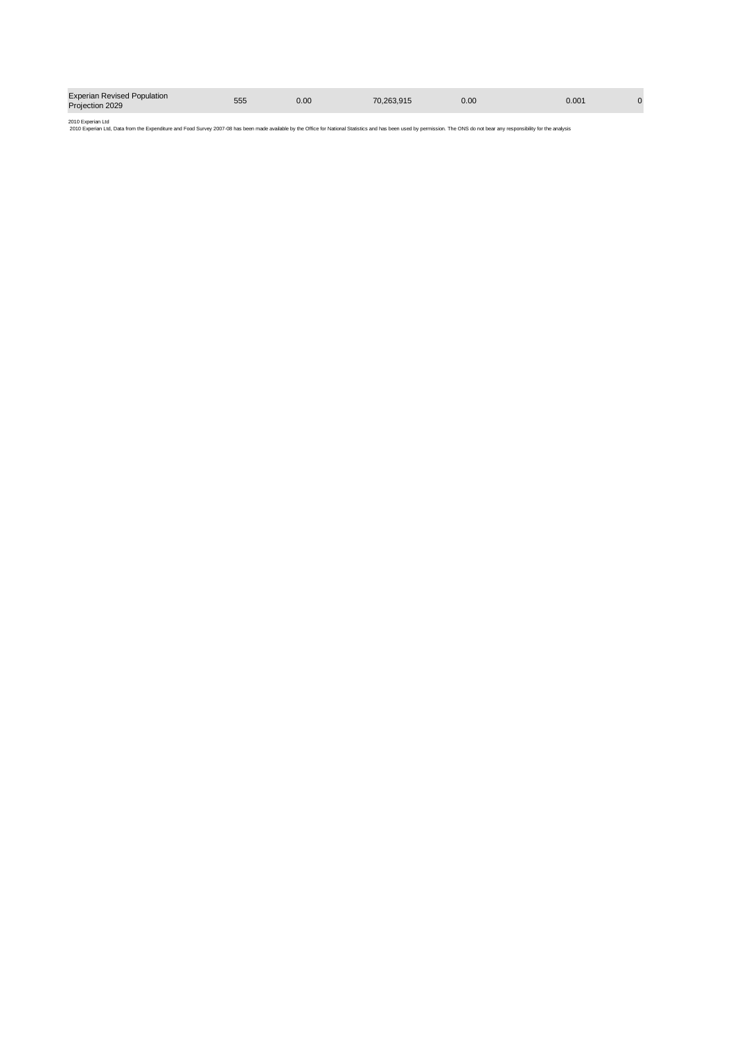| | | | | | | |
|---|---|---|---|---|---|---|
| Experian Revised Population Projection 2029 | 555 | 0.00 | 70,263,915 | 0.00 | 0.001 | 0 |

2010 Experian Ltd

2010 Experian Ltd, Data from the Expenditure and Food Survey 2007-08 has been made available by the Office for National Statistics and has been used by permission. The ONS do not bear any responsibility for the analysis